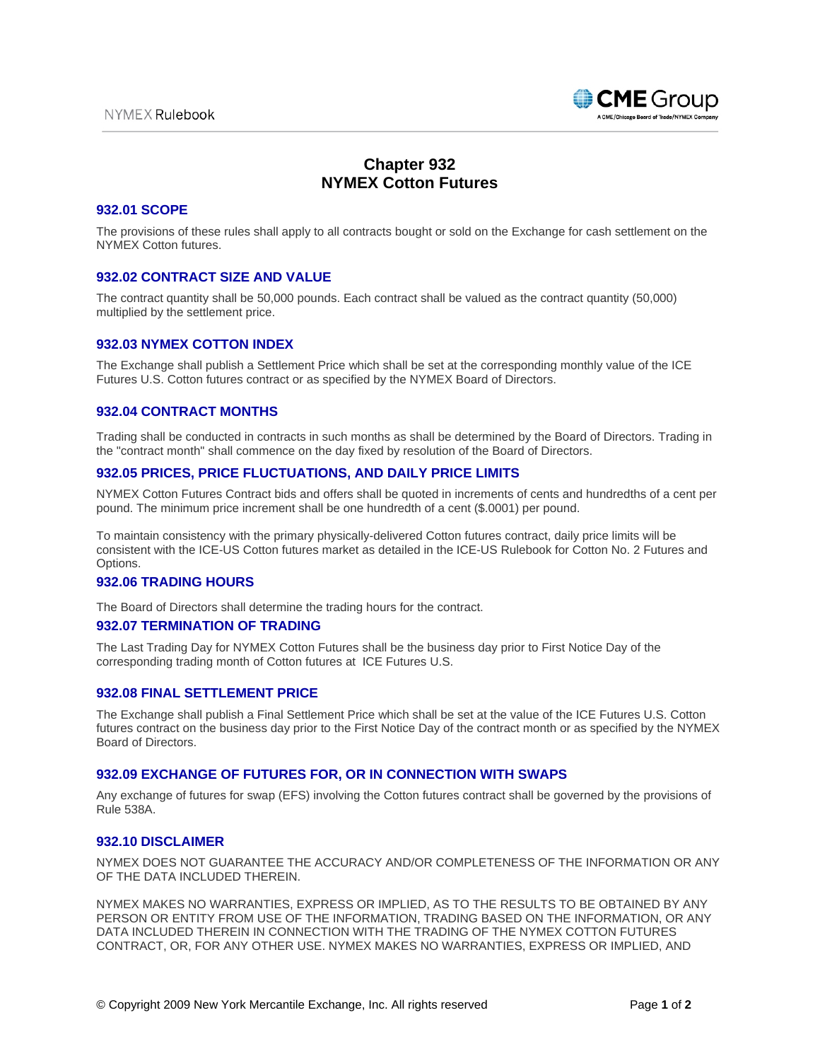# Chapter 932
# NYMEX Cotton Futures

## 932.01 SCOPE

The provisions of these rules shall apply to all contracts bought or sold on the Exchange for cash settlement on the NYMEX Cotton futures.

## 932.02 CONTRACT SIZE AND VALUE

The contract quantity shall be 50,000 pounds. Each contract shall be valued as the contract quantity (50,000) multiplied by the settlement price.

## 932.03 NYMEX COTTON INDEX

The Exchange shall publish a Settlement Price which shall be set at the corresponding monthly value of the ICE Futures U.S. Cotton futures contract or as specified by the NYMEX Board of Directors.

## 932.04 CONTRACT MONTHS

Trading shall be conducted in contracts in such months as shall be determined by the Board of Directors. Trading in the "contract month" shall commence on the day fixed by resolution of the Board of Directors.

## 932.05 PRICES, PRICE FLUCTUATIONS, AND DAILY PRICE LIMITS

NYMEX Cotton Futures Contract bids and offers shall be quoted in increments of cents and hundredths of a cent per pound. The minimum price increment shall be one hundredth of a cent ($.0001) per pound.

To maintain consistency with the primary physically-delivered Cotton futures contract, daily price limits will be consistent with the ICE-US Cotton futures market as detailed in the ICE-US Rulebook for Cotton No. 2 Futures and Options.

## 932.06 TRADING HOURS

The Board of Directors shall determine the trading hours for the contract.

## 932.07 TERMINATION OF TRADING

The Last Trading Day for NYMEX Cotton Futures shall be the business day prior to First Notice Day of the corresponding trading month of Cotton futures at ICE Futures U.S.

## 932.08 FINAL SETTLEMENT PRICE

The Exchange shall publish a Final Settlement Price which shall be set at the value of the ICE Futures U.S. Cotton futures contract on the business day prior to the First Notice Day of the contract month or as specified by the NYMEX Board of Directors.

## 932.09 EXCHANGE OF FUTURES FOR, OR IN CONNECTION WITH SWAPS

Any exchange of futures for swap (EFS) involving the Cotton futures contract shall be governed by the provisions of Rule 538A.

## 932.10 DISCLAIMER

NYMEX DOES NOT GUARANTEE THE ACCURACY AND/OR COMPLETENESS OF THE INFORMATION OR ANY OF THE DATA INCLUDED THEREIN.

NYMEX MAKES NO WARRANTIES, EXPRESS OR IMPLIED, AS TO THE RESULTS TO BE OBTAINED BY ANY PERSON OR ENTITY FROM USE OF THE INFORMATION, TRADING BASED ON THE INFORMATION, OR ANY DATA INCLUDED THEREIN IN CONNECTION WITH THE TRADING OF THE NYMEX COTTON FUTURES CONTRACT, OR, FOR ANY OTHER USE. NYMEX MAKES NO WARRANTIES, EXPRESS OR IMPLIED, AND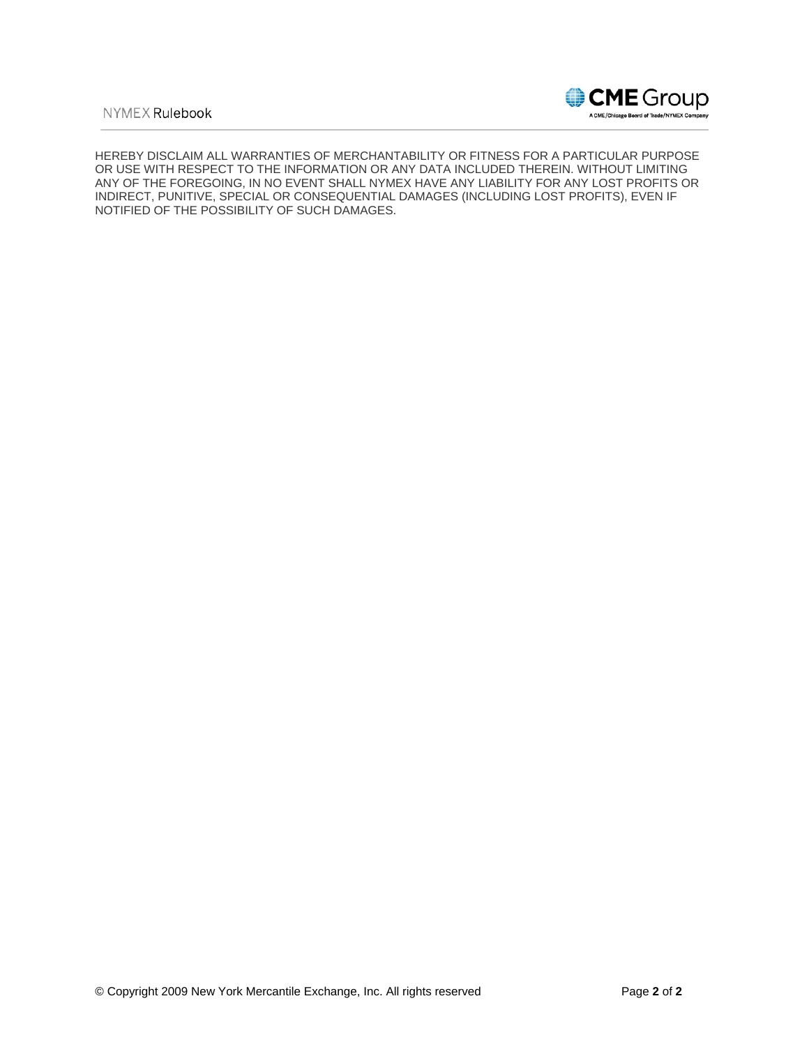HEREBY DISCLAIM ALL WARRANTIES OF MERCHANTABILITY OR FITNESS FOR A PARTICULAR PURPOSE OR USE WITH RESPECT TO THE INFORMATION OR ANY DATA INCLUDED THEREIN. WITHOUT LIMITING ANY OF THE FOREGOING, IN NO EVENT SHALL NYMEX HAVE ANY LIABILITY FOR ANY LOST PROFITS OR INDIRECT, PUNITIVE, SPECIAL OR CONSEQUENTIAL DAMAGES (INCLUDING LOST PROFITS), EVEN IF NOTIFIED OF THE POSSIBILITY OF SUCH DAMAGES.